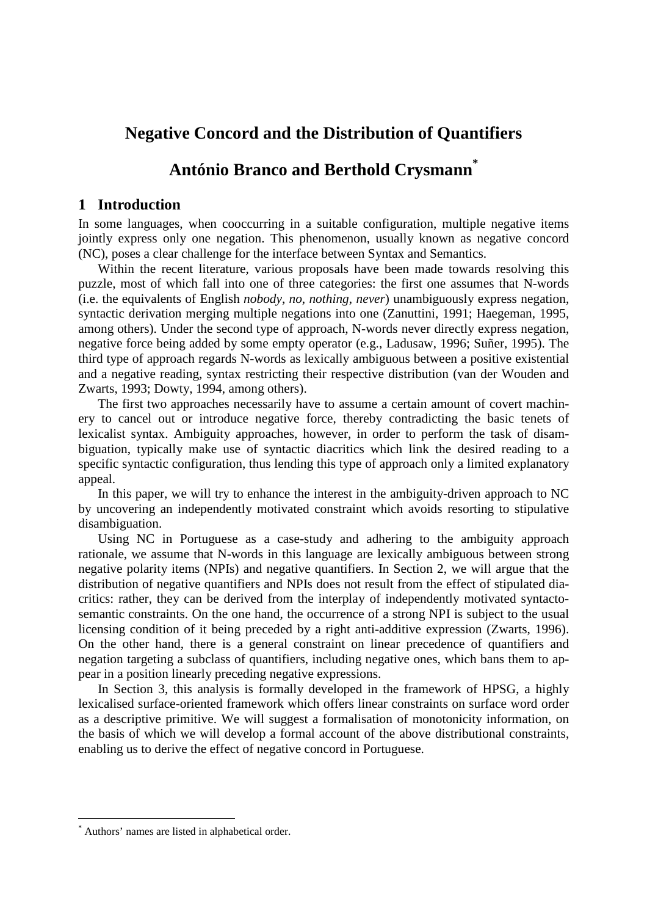# Negative Concord and the Distribution of Quantifiers

## António Branco and Berthold Crysmann*

## 1 Introduction

In some languages, when cooccurring in a suitable configuration, multiple negative items jointly express only one negation. This phenomenon, usually known as negative concord (NC), poses a clear challenge for the interface between Syntax and Semantics.

Within the recent literature, various proposals have been made towards resolving this puzzle, most of which fall into one of three categories: the first one assumes that N-words (i.e. the equivalents of English *nobody*, *no*, *nothing*, *never*) unambiguously express negation, syntactic derivation merging multiple negations into one (Zanuttini, 1991; Haegeman, 1995, among others). Under the second type of approach, N-words never directly express negation, negative force being added by some empty operator (e.g., Ladusaw, 1996; Suñer, 1995). The third type of approach regards N-words as lexically ambiguous between a positive existential and a negative reading, syntax restricting their respective distribution (van der Wouden and Zwarts, 1993; Dowty, 1994, among others).

The first two approaches necessarily have to assume a certain amount of covert machinery to cancel out or introduce negative force, thereby contradicting the basic tenets of lexicalist syntax. Ambiguity approaches, however, in order to perform the task of disambiguation, typically make use of syntactic diacritics which link the desired reading to a specific syntactic configuration, thus lending this type of approach only a limited explanatory appeal.

In this paper, we will try to enhance the interest in the ambiguity-driven approach to NC by uncovering an independently motivated constraint which avoids resorting to stipulative disambiguation.

Using NC in Portuguese as a case-study and adhering to the ambiguity approach rationale, we assume that N-words in this language are lexically ambiguous between strong negative polarity items (NPIs) and negative quantifiers. In Section 2, we will argue that the distribution of negative quantifiers and NPIs does not result from the effect of stipulated diacritics: rather, they can be derived from the interplay of independently motivated syntacto-semantic constraints. On the one hand, the occurrence of a strong NPI is subject to the usual licensing condition of it being preceded by a right anti-additive expression (Zwarts, 1996). On the other hand, there is a general constraint on linear precedence of quantifiers and negation targeting a subclass of quantifiers, including negative ones, which bans them to appear in a position linearly preceding negative expressions.

In Section 3, this analysis is formally developed in the framework of HPSG, a highly lexicalised surface-oriented framework which offers linear constraints on surface word order as a descriptive primitive. We will suggest a formalisation of monotonicity information, on the basis of which we will develop a formal account of the above distributional constraints, enabling us to derive the effect of negative concord in Portuguese.

---

* Authors' names are listed in alphabetical order.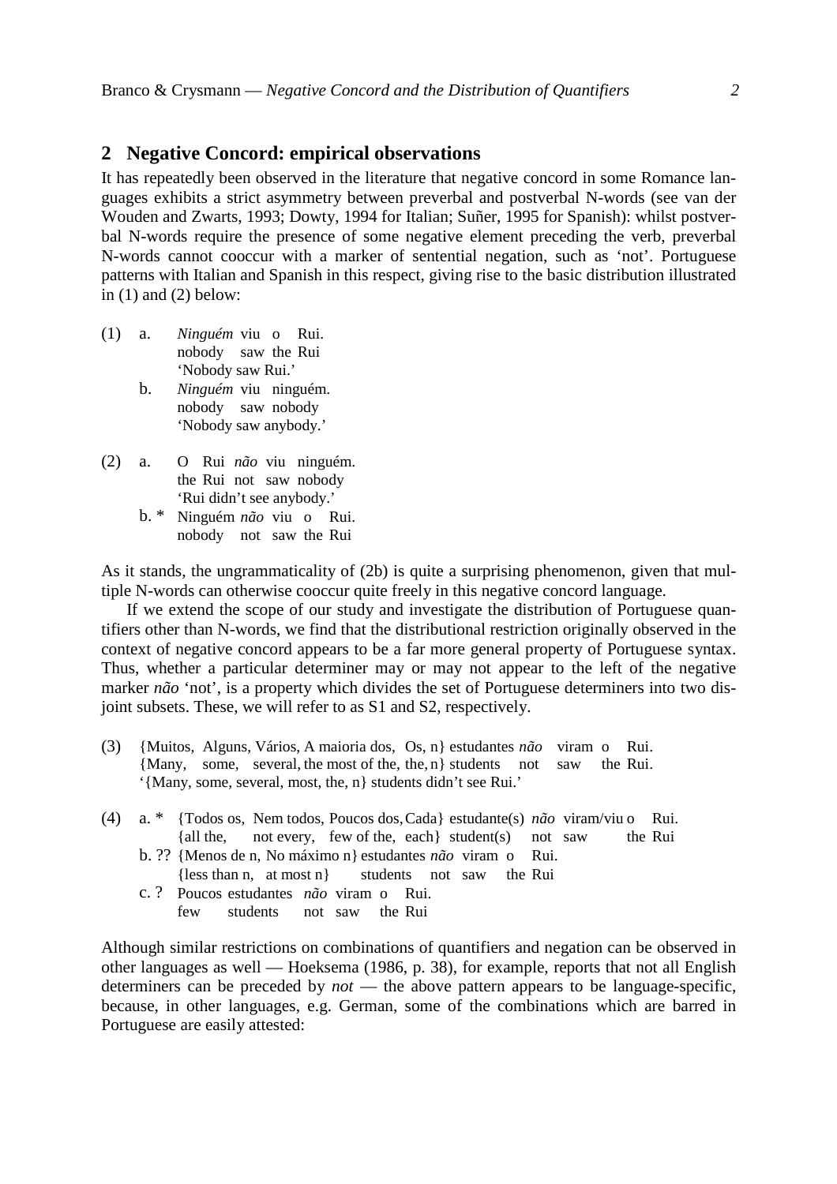## 2 Negative Concord: empirical observations

It has repeatedly been observed in the literature that negative concord in some Romance languages exhibits a strict asymmetry between preverbal and postverbal N-words (see van der Wouden and Zwarts, 1993; Dowty, 1994 for Italian; Suñer, 1995 for Spanish): whilst postverbal N-words require the presence of some negative element preceding the verb, preverbal N-words cannot cooccur with a marker of sentential negation, such as 'not'. Portuguese patterns with Italian and Spanish in this respect, giving rise to the basic distribution illustrated in (1) and (2) below:

(1) a. *Ninguém* viu o Rui.
  nobody saw the Rui
  'Nobody saw Rui.'

  b. *Ninguém* viu ninguém.
  nobody saw nobody
  'Nobody saw anybody.'

(2) a. O Rui *não* viu ninguém.
  the Rui not saw nobody
  'Rui didn't see anybody.'

  b. * Ninguém *não* viu o Rui.
  nobody not saw the Rui

As it stands, the ungrammaticality of (2b) is quite a surprising phenomenon, given that multiple N-words can otherwise cooccur quite freely in this negative concord language.

If we extend the scope of our study and investigate the distribution of Portuguese quantifiers other than N-words, we find that the distributional restriction originally observed in the context of negative concord appears to be a far more general property of Portuguese syntax. Thus, whether a particular determiner may or may not appear to the left of the negative marker *não* 'not', is a property which divides the set of Portuguese determiners into two disjoint subsets. These, we will refer to as S1 and S2, respectively.

(3) {Muitos, Alguns, Vários, A maioria dos, Os, n} estudantes *não* viram o Rui.
  {Many, some, several, the most of the, the, n} students not saw the Rui.
  '{Many, some, several, most, the, n} students didn't see Rui.'

(4) a. * {Todos os, Nem todos, Poucos dos, Cada} estudante(s) *não* viram/viu o Rui.
  {all the, not every, few of the, each} student(s) not saw the Rui

  b. ?? {Menos de n, No máximo n} estudantes *não* viram o Rui.
  {less than n, at most n} students not saw the Rui

  c. ? Poucos estudantes *não* viram o Rui.
  few students not saw the Rui

Although similar restrictions on combinations of quantifiers and negation can be observed in other languages as well — Hoeksema (1986, p. 38), for example, reports that not all English determiners can be preceded by *not* — the above pattern appears to be language-specific, because, in other languages, e.g. German, some of the combinations which are barred in Portuguese are easily attested: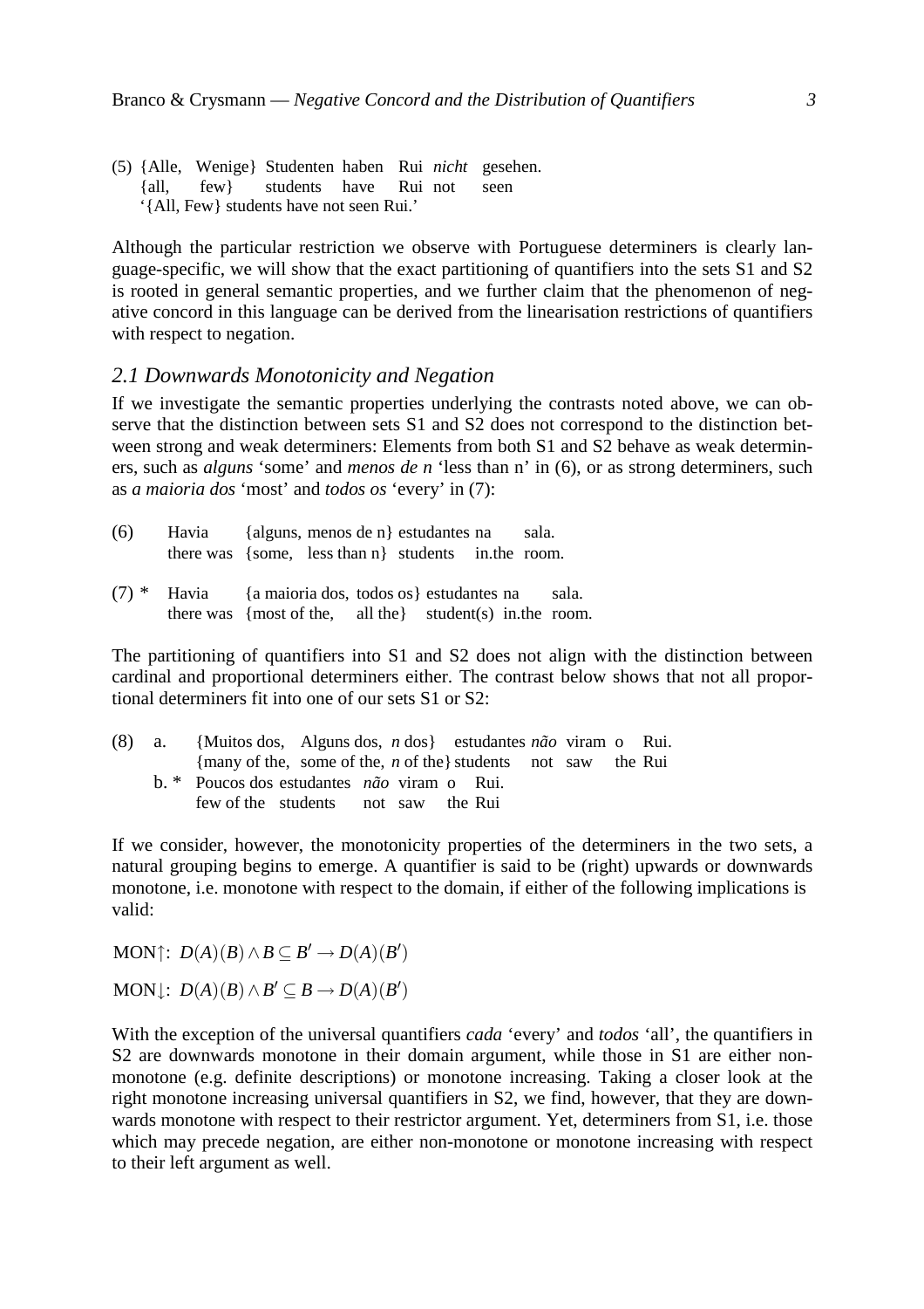(5) {Alle, Wenige} Studenten haben Rui *nicht* gesehen.
    {all, few} students have Rui not seen
    '{All, Few} students have not seen Rui.'

Although the particular restriction we observe with Portuguese determiners is clearly language-specific, we will show that the exact partitioning of quantifiers into the sets S1 and S2 is rooted in general semantic properties, and we further claim that the phenomenon of negative concord in this language can be derived from the linearisation restrictions of quantifiers with respect to negation.

## *2.1 Downwards Monotonicity and Negation*

If we investigate the semantic properties underlying the contrasts noted above, we can observe that the distinction between sets S1 and S2 does not correspond to the distinction between strong and weak determiners: Elements from both S1 and S2 behave as weak determiners, such as *alguns* 'some' and *menos de n* 'less than n' in (6), or as strong determiners, such as *a maioria dos* 'most' and *todos os* 'every' in (7):

(6) Havia {alguns, menos de n} estudantes na sala.
    there was {some, less than n} students in.the room.

(7) * Havia {a maioria dos, todos os} estudantes na sala.
    there was {most of the, all the} student(s) in.the room.

The partitioning of quantifiers into S1 and S2 does not align with the distinction between cardinal and proportional determiners either. The contrast below shows that not all proportional determiners fit into one of our sets S1 or S2:

(8) a. {Muitos dos, Alguns dos, *n* dos} estudantes *não* viram o Rui.
       {many of the, some of the, *n* of the} students not saw the Rui
    b. * Poucos dos estudantes *não* viram o Rui.
       few of the students not saw the Rui

If we consider, however, the monotonicity properties of the determiners in the two sets, a natural grouping begins to emerge. A quantifier is said to be (right) upwards or downwards monotone, i.e. monotone with respect to the domain, if either of the following implications is valid:

MON↑: $D(A)(B) \wedge B \subseteq B' \rightarrow D(A)(B')$

MON↓: $D(A)(B) \wedge B' \subseteq B \rightarrow D(A)(B')$

With the exception of the universal quantifiers *cada* 'every' and *todos* 'all', the quantifiers in S2 are downwards monotone in their domain argument, while those in S1 are either non-monotone (e.g. definite descriptions) or monotone increasing. Taking a closer look at the right monotone increasing universal quantifiers in S2, we find, however, that they are downwards monotone with respect to their restrictor argument. Yet, determiners from S1, i.e. those which may precede negation, are either non-monotone or monotone increasing with respect to their left argument as well.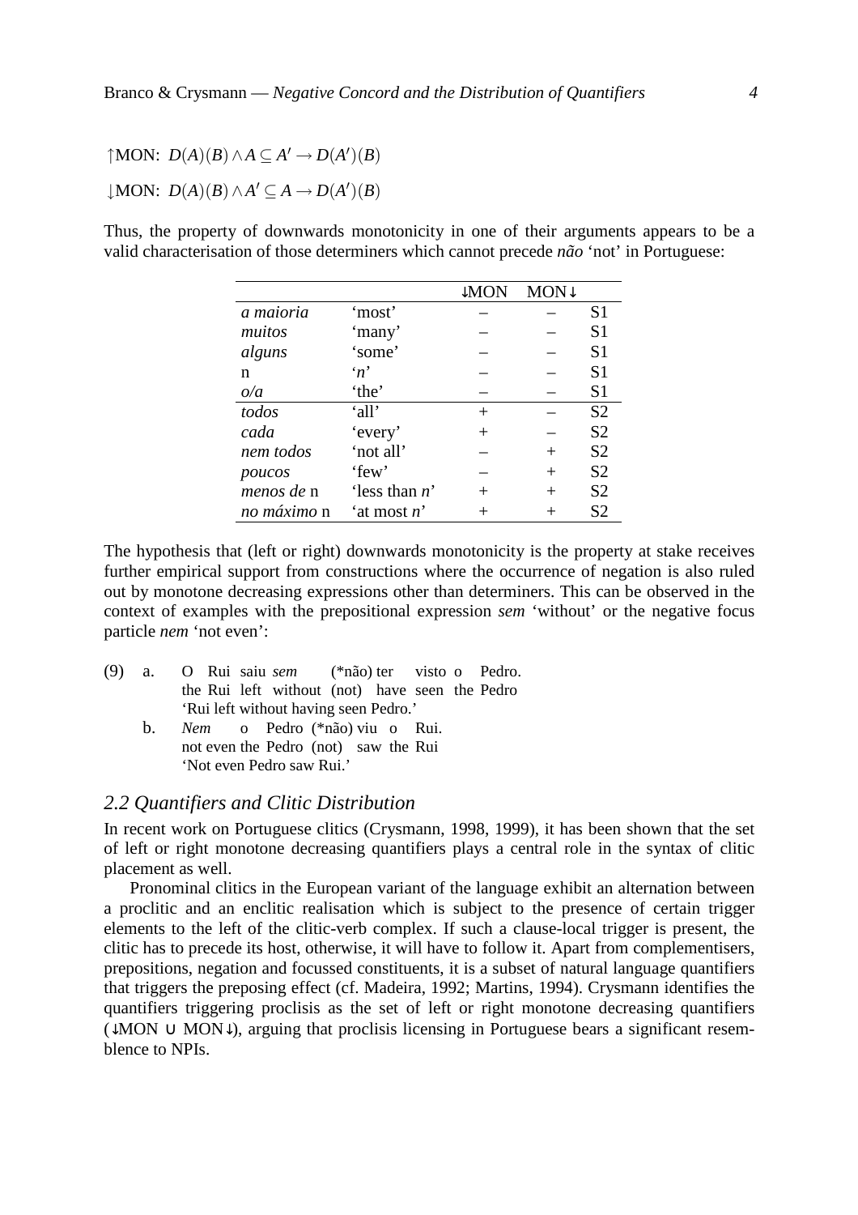$\uparrow$MON: $D(A)(B) \wedge A \subseteq A' \rightarrow D(A')(B)$

$\downarrow$MON: $D(A)(B) \wedge A' \subseteq A \rightarrow D(A')(B)$

Thus, the property of downwards monotonicity in one of their arguments appears to be a valid characterisation of those determiners which cannot precede *não* 'not' in Portuguese:

| | | ↓MON | MON↓ | |
|---|---|---|---|---|
| *a maioria* | 'most' | – | – | S1 |
| *muitos* | 'many' | – | – | S1 |
| *alguns* | 'some' | – | – | S1 |
| n | '*n*' | – | – | S1 |
| *o/a* | 'the' | – | – | S1 |
| *todos* | 'all' | + | – | S2 |
| *cada* | 'every' | + | – | S2 |
| *nem todos* | 'not all' | – | + | S2 |
| *poucos* | 'few' | – | + | S2 |
| *menos de* n | 'less than *n*' | + | + | S2 |
| *no máximo* n | 'at most *n*' | + | + | S2 |

The hypothesis that (left or right) downwards monotonicity is the property at stake receives further empirical support from constructions where the occurrence of negation is also ruled out by monotone decreasing expressions other than determiners. This can be observed in the context of examples with the prepositional expression *sem* 'without' or the negative focus particle *nem* 'not even':

(9) a. O Rui saiu *sem* (\*não) ter visto o Pedro.
the Rui left without (not) have seen the Pedro
'Rui left without having seen Pedro.'

b. *Nem* o Pedro (\*não) viu o Rui.
not even the Pedro (not) saw the Rui
'Not even Pedro saw Rui.'

## *2.2 Quantifiers and Clitic Distribution*

In recent work on Portuguese clitics (Crysmann, 1998, 1999), it has been shown that the set of left or right monotone decreasing quantifiers plays a central role in the syntax of clitic placement as well.

Pronominal clitics in the European variant of the language exhibit an alternation between a proclitic and an enclitic realisation which is subject to the presence of certain trigger elements to the left of the clitic-verb complex. If such a clause-local trigger is present, the clitic has to precede its host, otherwise, it will have to follow it. Apart from complementisers, prepositions, negation and focussed constituents, it is a subset of natural language quantifiers that triggers the preposing effect (cf. Madeira, 1992; Martins, 1994). Crysmann identifies the quantifiers triggering proclisis as the set of left or right monotone decreasing quantifiers (↓MON ∪ MON↓), arguing that proclisis licensing in Portuguese bears a significant resemblence to NPIs.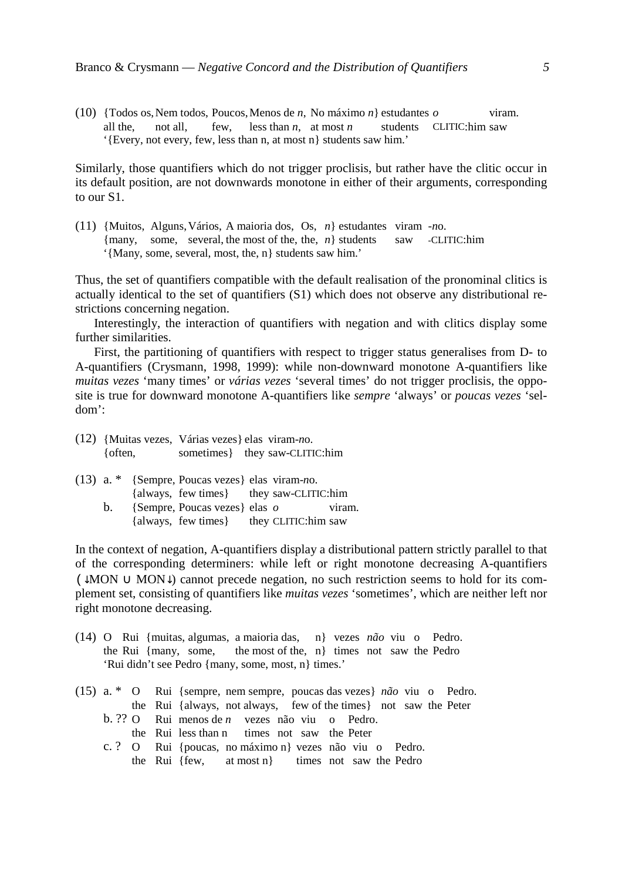(10) {Todos os, Nem todos, Poucos, Menos de *n*, No máximo *n*} estudantes *o* viram.
all the, not all, few, less than *n*, at most *n* students CLITIC:him saw
'{Every, not every, few, less than n, at most n} students saw him.'

Similarly, those quantifiers which do not trigger proclisis, but rather have the clitic occur in its default position, are not downwards monotone in either of their arguments, corresponding to our S1.

(11) {Muitos, Alguns, Vários, A maioria dos, Os, *n*} estudantes viram -*no*.
{many, some, several, the most of the, the, *n*} students saw -CLITIC:him
'{Many, some, several, most, the, n} students saw him.'

Thus, the set of quantifiers compatible with the default realisation of the pronominal clitics is actually identical to the set of quantifiers (S1) which does not observe any distributional restrictions concerning negation.

Interestingly, the interaction of quantifiers with negation and with clitics display some further similarities.

First, the partitioning of quantifiers with respect to trigger status generalises from D- to A-quantifiers (Crysmann, 1998, 1999): while non-downward monotone A-quantifiers like *muitas vezes* 'many times' or *várias vezes* 'several times' do not trigger proclisis, the opposite is true for downward monotone A-quantifiers like *sempre* 'always' or *poucas vezes* 'seldom':

(12) {Muitas vezes, Várias vezes} elas viram-*no*.
{often, sometimes} they saw-CLITIC:him

(13) a. * {Sempre, Poucas vezes} elas viram-*no*.
{always, few times} they saw-CLITIC:him
b. {Sempre, Poucas vezes} elas *o* viram.
{always, few times} they CLITIC:him saw

In the context of negation, A-quantifiers display a distributional pattern strictly parallel to that of the corresponding determiners: while left or right monotone decreasing A-quantifiers ($\downarrow$MON $\cup$ MON$\downarrow$) cannot precede negation, no such restriction seems to hold for its complement set, consisting of quantifiers like *muitas vezes* 'sometimes', which are neither left nor right monotone decreasing.

(14) O Rui {muitas, algumas, a maioria das, n} vezes *não* viu o Pedro.
the Rui {many, some, the most of the, n} times not saw the Pedro
'Rui didn't see Pedro {many, some, most, n} times.'

(15) a. * O Rui {sempre, nem sempre, poucas das vezes} *não* viu o Pedro.
the Rui {always, not always, few of the times} not saw the Peter
b. ?? O Rui menos de *n* vezes não viu o Pedro.
the Rui less than n times not saw the Peter
c. ? O Rui {poucas, no máximo n} vezes não viu o Pedro.
the Rui {few, at most n} times not saw the Pedro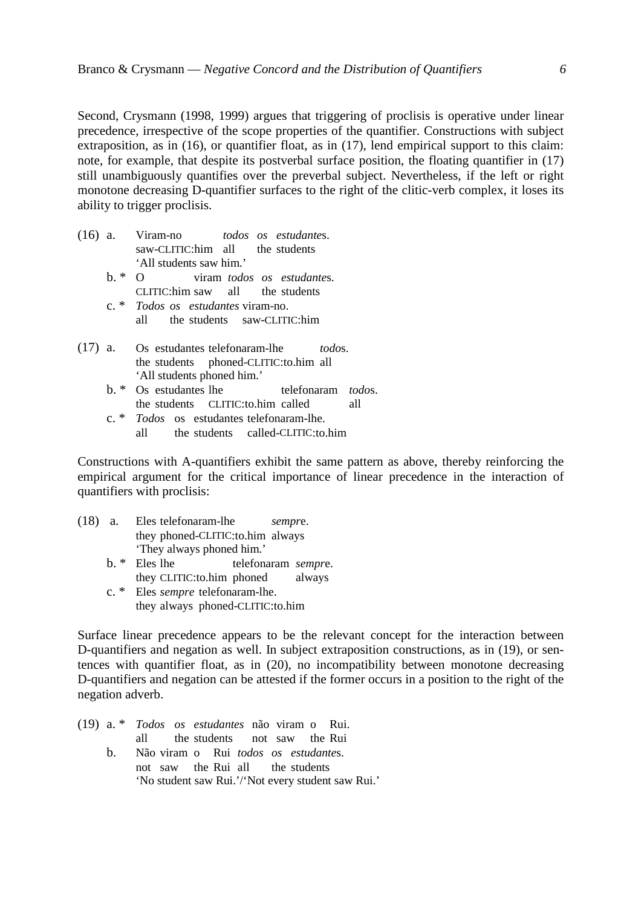Second, Crysmann (1998, 1999) argues that triggering of proclisis is operative under linear precedence, irrespective of the scope properties of the quantifier. Constructions with subject extraposition, as in (16), or quantifier float, as in (17), lend empirical support to this claim: note, for example, that despite its postverbal surface position, the floating quantifier in (17) still unambiguously quantifies over the preverbal subject. Nevertheless, if the left or right monotone decreasing D-quantifier surfaces to the right of the clitic-verb complex, it loses its ability to trigger proclisis.

(16) a. Viram-no *todos os estudante*s.
saw-CLITIC:him all the students
'All students saw him.'

b. * O viram *todos os estudante*s.
CLITIC:him saw all the students

c. * *Todos os estudantes* viram-no.
all the students saw-CLITIC:him

(17) a. Os estudantes telefonaram-lhe *todo*s.
the students phoned-CLITIC:to.him all
'All students phoned him.'

b. * Os estudantes lhe telefonaram *todo*s.
the students CLITIC:to.him called all

c. * *Todos* os estudantes telefonaram-lhe.
all the students called-CLITIC:to.him

Constructions with A-quantifiers exhibit the same pattern as above, thereby reinforcing the empirical argument for the critical importance of linear precedence in the interaction of quantifiers with proclisis:

(18) a. Eles telefonaram-lhe *sempr*e.
they phoned-CLITIC:to.him always
'They always phoned him.'

b. * Eles lhe telefonaram *sempr*e.
they CLITIC:to.him phoned always

c. * Eles *sempre* telefonaram-lhe.
they always phoned-CLITIC:to.him

Surface linear precedence appears to be the relevant concept for the interaction between D-quantifiers and negation as well. In subject extraposition constructions, as in (19), or sentences with quantifier float, as in (20), no incompatibility between monotone decreasing D-quantifiers and negation can be attested if the former occurs in a position to the right of the negation adverb.

(19) a. * *Todos os estudantes* não viram o Rui.
all the students not saw the Rui

b. Não viram o Rui *todos os estudante*s.
not saw the Rui all the students
'No student saw Rui.'/'Not every student saw Rui.'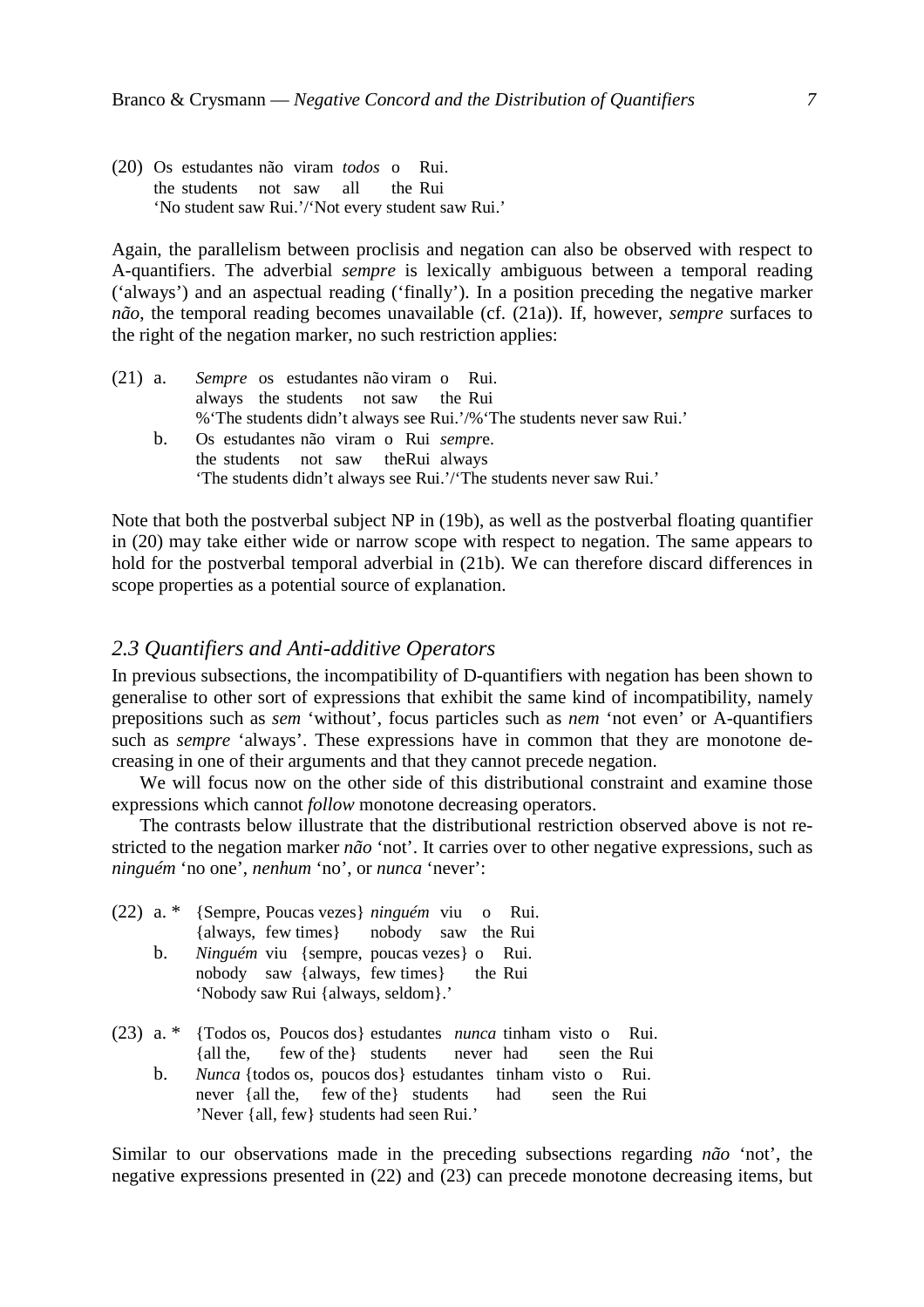(20) Os estudantes não viram *todos* o Rui.
     the students not saw all the Rui
     'No student saw Rui.'/'Not every student saw Rui.'

Again, the parallelism between proclisis and negation can also be observed with respect to A-quantifiers. The adverbial *sempre* is lexically ambiguous between a temporal reading ('always') and an aspectual reading ('finally'). In a position preceding the negative marker *não*, the temporal reading becomes unavailable (cf. (21a)). If, however, *sempre* surfaces to the right of the negation marker, no such restriction applies:

(21) a. *Sempre* os estudantes não viram o Rui.
        always the students not saw the Rui
        %'The students didn't always see Rui.'/%'The students never saw Rui.'
     b. Os estudantes não viram o Rui *sempr*e.
        the students not saw theRui always
        'The students didn't always see Rui.'/'The students never saw Rui.'

Note that both the postverbal subject NP in (19b), as well as the postverbal floating quantifier in (20) may take either wide or narrow scope with respect to negation. The same appears to hold for the postverbal temporal adverbial in (21b). We can therefore discard differences in scope properties as a potential source of explanation.

### *2.3 Quantifiers and Anti-additive Operators*

In previous subsections, the incompatibility of D-quantifiers with negation has been shown to generalise to other sort of expressions that exhibit the same kind of incompatibility, namely prepositions such as *sem* 'without', focus particles such as *nem* 'not even' or A-quantifiers such as *sempre* 'always'. These expressions have in common that they are monotone decreasing in one of their arguments and that they cannot precede negation.

We will focus now on the other side of this distributional constraint and examine those expressions which cannot *follow* monotone decreasing operators.

The contrasts below illustrate that the distributional restriction observed above is not restricted to the negation marker *não* 'not'. It carries over to other negative expressions, such as *ninguém* 'no one', *nenhum* 'no', or *nunca* 'never':

(22) a. * {Sempre, Poucas vezes} *ninguém* viu o Rui.
        {always, few times} nobody saw the Rui
     b. *Ninguém* viu {sempre, poucas vezes} o Rui.
        nobody saw {always, few times} the Rui
        'Nobody saw Rui {always, seldom}.'

(23) a. * {Todos os, Poucos dos} estudantes *nunca* tinham visto o Rui.
        {all the, few of the} students never had seen the Rui
     b. *Nunca* {todos os, poucos dos} estudantes tinham visto o Rui.
        never {all the, few of the} students had seen the Rui
        'Never {all, few} students had seen Rui.'

Similar to our observations made in the preceding subsections regarding *não* 'not', the negative expressions presented in (22) and (23) can precede monotone decreasing items, but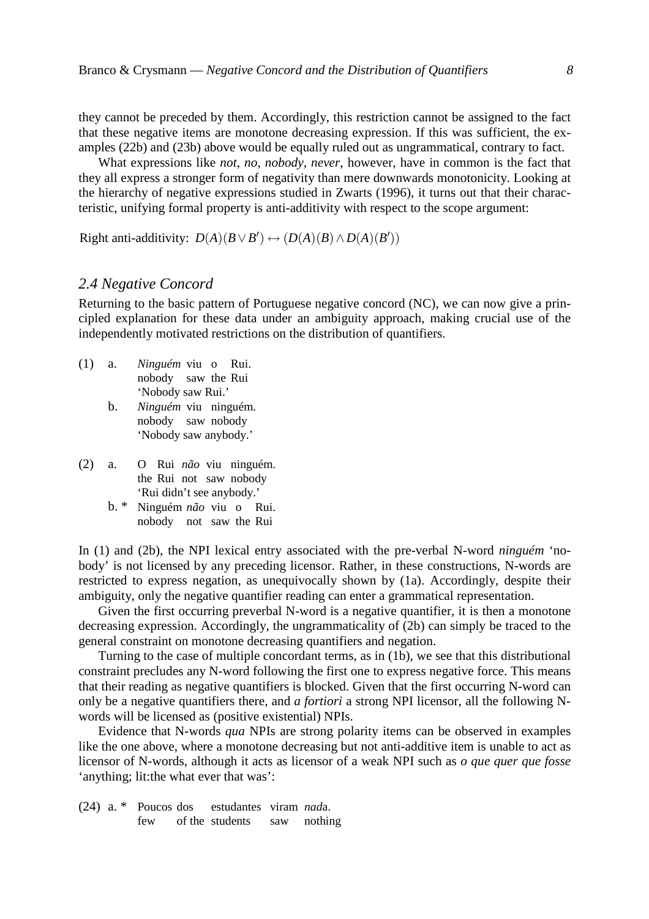they cannot be preceded by them. Accordingly, this restriction cannot be assigned to the fact that these negative items are monotone decreasing expression. If this was sufficient, the examples (22b) and (23b) above would be equally ruled out as ungrammatical, contrary to fact.

What expressions like *not*, *no*, *nobody*, *never*, however, have in common is the fact that they all express a stronger form of negativity than mere downwards monotonicity. Looking at the hierarchy of negative expressions studied in Zwarts (1996), it turns out that their characteristic, unifying formal property is anti-additivity with respect to the scope argument:

Right anti-additivity: $D(A)(B \vee B') \leftrightarrow (D(A)(B) \wedge D(A)(B'))$

## *2.4 Negative Concord*

Returning to the basic pattern of Portuguese negative concord (NC), we can now give a principled explanation for these data under an ambiguity approach, making crucial use of the independently motivated restrictions on the distribution of quantifiers.

(1) a. *Ninguém* viu o Rui.
nobody saw the Rui
'Nobody saw Rui.'

b. *Ninguém* viu ninguém.
nobody saw nobody
'Nobody saw anybody.'

(2) a. O Rui *não* viu ninguém.
the Rui not saw nobody
'Rui didn't see anybody.'

b. * Ninguém *não* viu o Rui.
nobody not saw the Rui

In (1) and (2b), the NPI lexical entry associated with the pre-verbal N-word *ninguém* 'nobody' is not licensed by any preceding licensor. Rather, in these constructions, N-words are restricted to express negation, as unequivocally shown by (1a). Accordingly, despite their ambiguity, only the negative quantifier reading can enter a grammatical representation.

Given the first occurring preverbal N-word is a negative quantifier, it is then a monotone decreasing expression. Accordingly, the ungrammaticality of (2b) can simply be traced to the general constraint on monotone decreasing quantifiers and negation.

Turning to the case of multiple concordant terms, as in (1b), we see that this distributional constraint precludes any N-word following the first one to express negative force. This means that their reading as negative quantifiers is blocked. Given that the first occurring N-word can only be a negative quantifiers there, and *a fortiori* a strong NPI licensor, all the following N-words will be licensed as (positive existential) NPIs.

Evidence that N-words *qua* NPIs are strong polarity items can be observed in examples like the one above, where a monotone decreasing but not anti-additive item is unable to act as licensor of N-words, although it acts as licensor of a weak NPI such as *o que quer que fosse* 'anything; lit:the what ever that was':

(24) a. * Poucos dos estudantes viram *nad*a.
few of the students saw nothing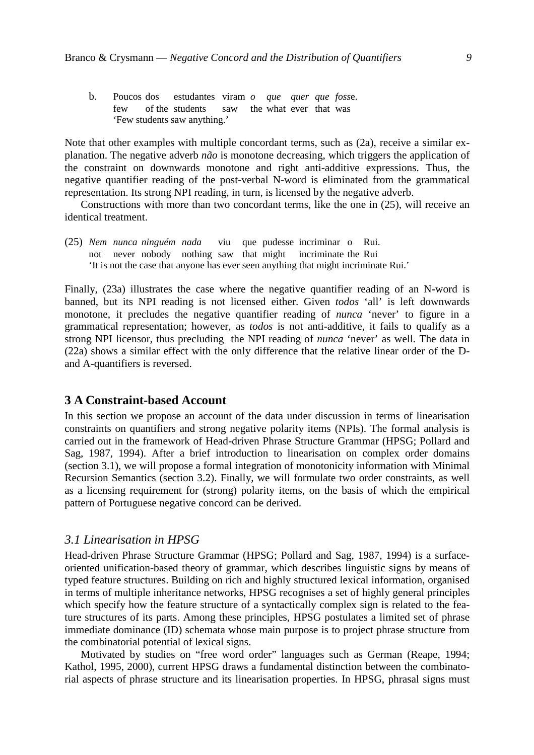b. Poucos dos estudantes viram *o que quer que foss*e.
   few of the students saw the what ever that was
   'Few students saw anything.'

Note that other examples with multiple concordant terms, such as (2a), receive a similar explanation. The negative adverb *não* is monotone decreasing, which triggers the application of the constraint on downwards monotone and right anti-additive expressions. Thus, the negative quantifier reading of the post-verbal N-word is eliminated from the grammatical representation. Its strong NPI reading, in turn, is licensed by the negative adverb.

Constructions with more than two concordant terms, like the one in (25), will receive an identical treatment.

(25) *Nem nunca ninguém nada* viu que pudesse incriminar o Rui.
     not never nobody nothing saw that might incriminate the Rui
     'It is not the case that anyone has ever seen anything that might incriminate Rui.'

Finally, (23a) illustrates the case where the negative quantifier reading of an N-word is banned, but its NPI reading is not licensed either. Given *todos* 'all' is left downwards monotone, it precludes the negative quantifier reading of *nunca* 'never' to figure in a grammatical representation; however, as *todos* is not anti-additive, it fails to qualify as a strong NPI licensor, thus precluding the NPI reading of *nunca* 'never' as well. The data in (22a) shows a similar effect with the only difference that the relative linear order of the D- and A-quantifiers is reversed.

## 3 A Constraint-based Account

In this section we propose an account of the data under discussion in terms of linearisation constraints on quantifiers and strong negative polarity items (NPIs). The formal analysis is carried out in the framework of Head-driven Phrase Structure Grammar (HPSG; Pollard and Sag, 1987, 1994). After a brief introduction to linearisation on complex order domains (section 3.1), we will propose a formal integration of monotonicity information with Minimal Recursion Semantics (section 3.2). Finally, we will formulate two order constraints, as well as a licensing requirement for (strong) polarity items, on the basis of which the empirical pattern of Portuguese negative concord can be derived.

### *3.1 Linearisation in HPSG*

Head-driven Phrase Structure Grammar (HPSG; Pollard and Sag, 1987, 1994) is a surface-oriented unification-based theory of grammar, which describes linguistic signs by means of typed feature structures. Building on rich and highly structured lexical information, organised in terms of multiple inheritance networks, HPSG recognises a set of highly general principles which specify how the feature structure of a syntactically complex sign is related to the feature structures of its parts. Among these principles, HPSG postulates a limited set of phrase immediate dominance (ID) schemata whose main purpose is to project phrase structure from the combinatorial potential of lexical signs.

Motivated by studies on "free word order" languages such as German (Reape, 1994; Kathol, 1995, 2000), current HPSG draws a fundamental distinction between the combinatorial aspects of phrase structure and its linearisation properties. In HPSG, phrasal signs must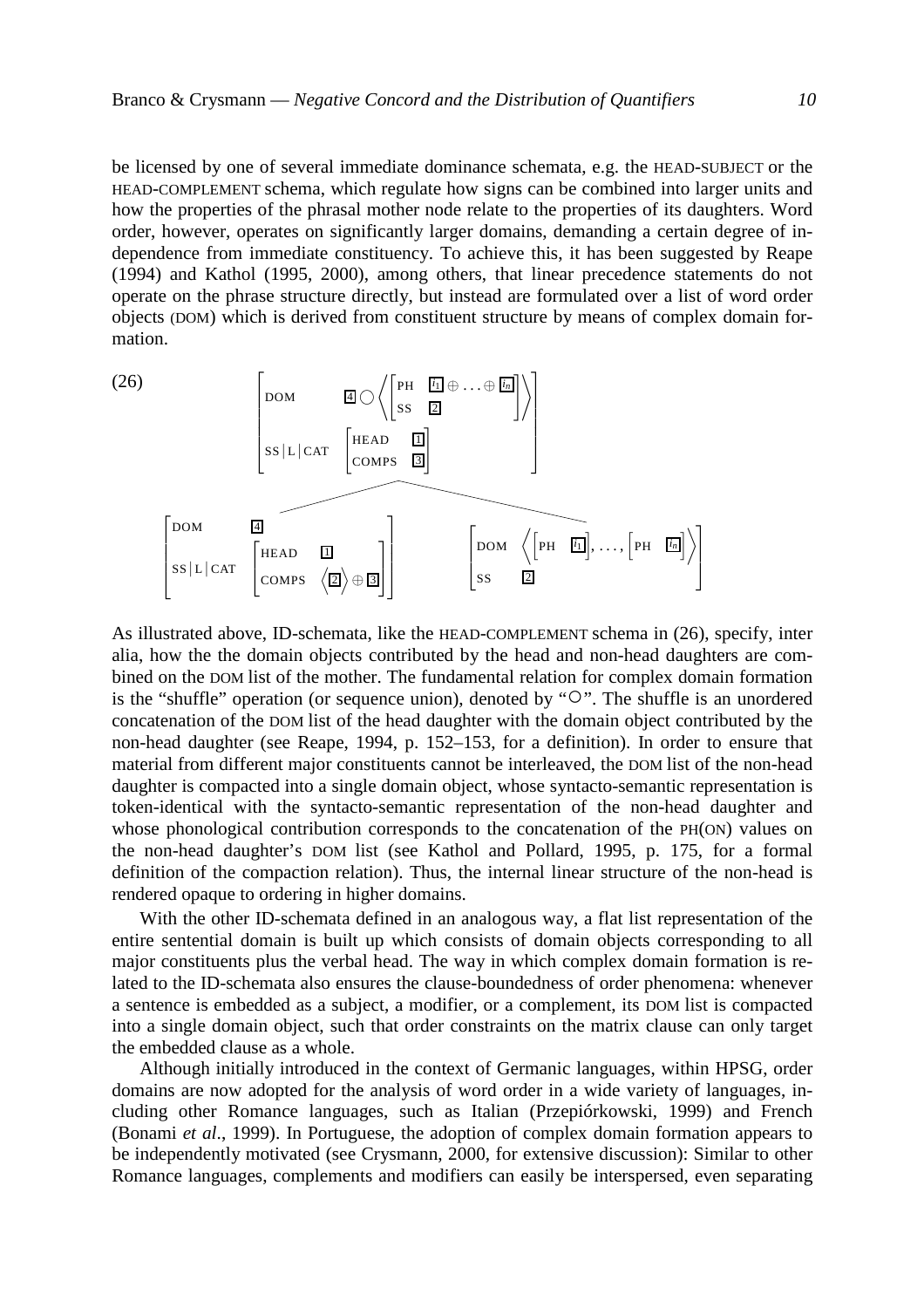be licensed by one of several immediate dominance schemata, e.g. the HEAD-SUBJECT or the HEAD-COMPLEMENT schema, which regulate how signs can be combined into larger units and how the properties of the phrasal mother node relate to the properties of its daughters. Word order, however, operates on significantly larger domains, demanding a certain degree of independence from immediate constituency. To achieve this, it has been suggested by Reape (1994) and Kathol (1995, 2000), among others, that linear precedence statements do not operate on the phrase structure directly, but instead are formulated over a list of word order objects (DOM) which is derived from constituent structure by means of complex domain formation.

(26)

$$
\begin{array}{c}
\left[\begin{array}{ll}
\text{DOM} & \boxed{4} \bigcirc \left\langle \left[\begin{array}{ll} \text{PH} & \boxed{i_1} \oplus \ldots \oplus \boxed{i_n} \\ \text{SS} & \boxed{2} \end{array}\right] \right\rangle \\
\text{SS}|\text{L}|\text{CAT} & \left[\begin{array}{ll} \text{HEAD} & \boxed{1} \\ \text{COMPS} & \boxed{3} \end{array}\right]
\end{array}\right] \\
\\
\left[\begin{array}{ll}
\text{DOM} & \boxed{4} \\
\text{SS}|\text{L}|\text{CAT} & \left[\begin{array}{ll} \text{HEAD} & \boxed{1} \\ \text{COMPS} & \left\langle \boxed{2} \right\rangle \oplus \boxed{3} \end{array}\right]
\end{array}\right]
\quad
\left[\begin{array}{ll}
\text{DOM} & \left\langle \left[\text{PH} \;\; \boxed{i_1}\right], \ldots, \left[\text{PH} \;\; \boxed{i_n}\right] \right\rangle \\
\text{SS} & \boxed{2}
\end{array}\right]
\end{array}
$$

As illustrated above, ID-schemata, like the HEAD-COMPLEMENT schema in (26), specify, inter alia, how the the domain objects contributed by the head and non-head daughters are combined on the DOM list of the mother. The fundamental relation for complex domain formation is the "shuffle" operation (or sequence union), denoted by "○". The shuffle is an unordered concatenation of the DOM list of the head daughter with the domain object contributed by the non-head daughter (see Reape, 1994, p. 152–153, for a definition). In order to ensure that material from different major constituents cannot be interleaved, the DOM list of the non-head daughter is compacted into a single domain object, whose syntacto-semantic representation is token-identical with the syntacto-semantic representation of the non-head daughter and whose phonological contribution corresponds to the concatenation of the PH(ON) values on the non-head daughter's DOM list (see Kathol and Pollard, 1995, p. 175, for a formal definition of the compaction relation). Thus, the internal linear structure of the non-head is rendered opaque to ordering in higher domains.

With the other ID-schemata defined in an analogous way, a flat list representation of the entire sentential domain is built up which consists of domain objects corresponding to all major constituents plus the verbal head. The way in which complex domain formation is related to the ID-schemata also ensures the clause-boundedness of order phenomena: whenever a sentence is embedded as a subject, a modifier, or a complement, its DOM list is compacted into a single domain object, such that order constraints on the matrix clause can only target the embedded clause as a whole.

Although initially introduced in the context of Germanic languages, within HPSG, order domains are now adopted for the analysis of word order in a wide variety of languages, including other Romance languages, such as Italian (Przepiórkowski, 1999) and French (Bonami *et al*., 1999). In Portuguese, the adoption of complex domain formation appears to be independently motivated (see Crysmann, 2000, for extensive discussion): Similar to other Romance languages, complements and modifiers can easily be interspersed, even separating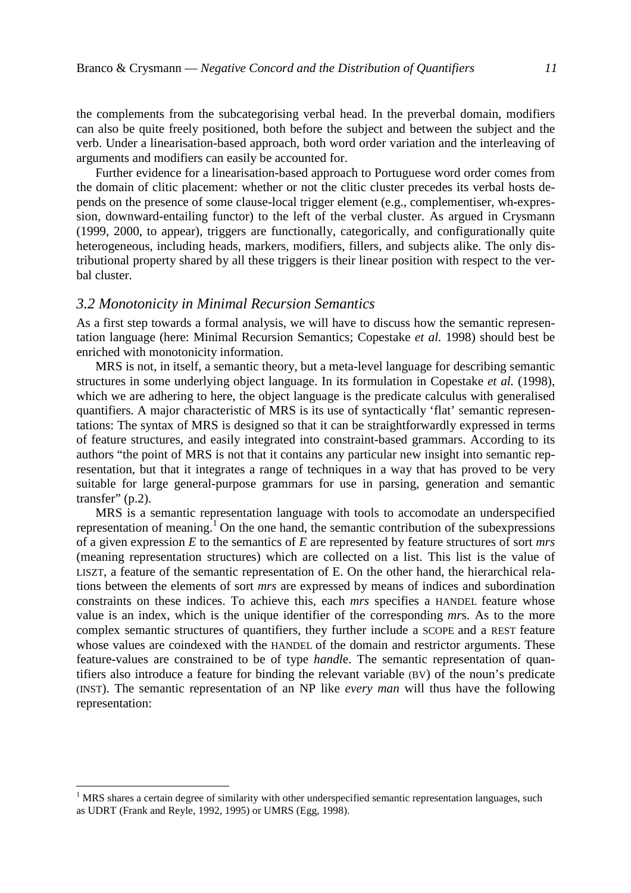the complements from the subcategorising verbal head. In the preverbal domain, modifiers can also be quite freely positioned, both before the subject and between the subject and the verb. Under a linearisation-based approach, both word order variation and the interleaving of arguments and modifiers can easily be accounted for.

Further evidence for a linearisation-based approach to Portuguese word order comes from the domain of clitic placement: whether or not the clitic cluster precedes its verbal hosts depends on the presence of some clause-local trigger element (e.g., complementiser, wh-expression, downward-entailing functor) to the left of the verbal cluster. As argued in Crysmann (1999, 2000, to appear), triggers are functionally, categorically, and configurationally quite heterogeneous, including heads, markers, modifiers, fillers, and subjects alike. The only distributional property shared by all these triggers is their linear position with respect to the verbal cluster.

### *3.2 Monotonicity in Minimal Recursion Semantics*

As a first step towards a formal analysis, we will have to discuss how the semantic representation language (here: Minimal Recursion Semantics; Copestake *et al.* 1998) should best be enriched with monotonicity information.

MRS is not, in itself, a semantic theory, but a meta-level language for describing semantic structures in some underlying object language. In its formulation in Copestake *et al.* (1998), which we are adhering to here, the object language is the predicate calculus with generalised quantifiers. A major characteristic of MRS is its use of syntactically 'flat' semantic representations: The syntax of MRS is designed so that it can be straightforwardly expressed in terms of feature structures, and easily integrated into constraint-based grammars. According to its authors "the point of MRS is not that it contains any particular new insight into semantic representation, but that it integrates a range of techniques in a way that has proved to be very suitable for large general-purpose grammars for use in parsing, generation and semantic transfer" (p.2).

MRS is a semantic representation language with tools to accomodate an underspecified representation of meaning.[1] On the one hand, the semantic contribution of the subexpressions of a given expression *E* to the semantics of *E* are represented by feature structures of sort *mrs* (meaning representation structures) which are collected on a list. This list is the value of LISZT, a feature of the semantic representation of E. On the other hand, the hierarchical relations between the elements of sort *mrs* are expressed by means of indices and subordination constraints on these indices. To achieve this, each *mrs* specifies a HANDEL feature whose value is an index, which is the unique identifier of the corresponding *mr*s. As to the more complex semantic structures of quantifiers, they further include a SCOPE and a REST feature whose values are coindexed with the HANDEL of the domain and restrictor arguments. These feature-values are constrained to be of type *handl*e. The semantic representation of quantifiers also introduce a feature for binding the relevant variable (BV) of the noun's predicate (INST). The semantic representation of an NP like *every man* will thus have the following representation:

[1] MRS shares a certain degree of similarity with other underspecified semantic representation languages, such as UDRT (Frank and Reyle, 1992, 1995) or UMRS (Egg, 1998).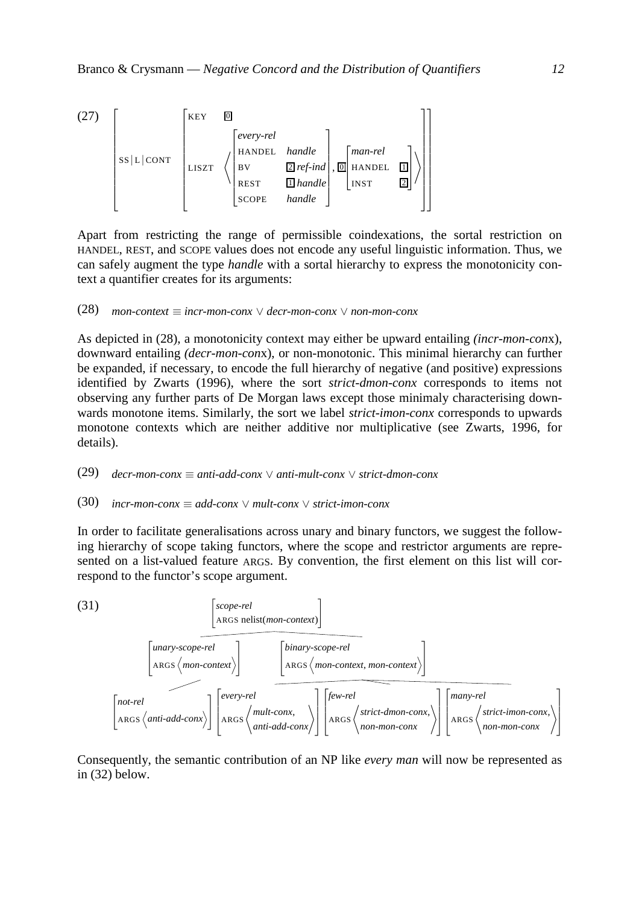(27)

$$\left[\text{SS}|\text{L}|\text{CONT}\ \left[\begin{array}{ll}\text{KEY} & \boxed{0} \\ \text{LISZT} & \left\langle \left[\begin{array}{ll} \textit{every-rel} & \\ \text{HANDEL} & \textit{handle} \\ \text{BV} & \boxed{2}\ \textit{ref-ind} \\ \text{REST} & \boxed{1}\ \textit{handle} \\ \text{SCOPE} & \textit{handle} \end{array}\right], \boxed{0}\left[\begin{array}{ll} \textit{man-rel} & \\ \text{HANDEL} & \boxed{1} \\ \text{INST} & \boxed{2} \end{array}\right] \right\rangle \end{array}\right]\right]$$

Apart from restricting the range of permissible coindexations, the sortal restriction on HANDEL, REST, and SCOPE values does not encode any useful linguistic information. Thus, we can safely augment the type *handle* with a sortal hierarchy to express the monotonicity context a quantifier creates for its arguments:

(28) *mon-context* ≡ *incr-mon-conx* ∨ *decr-mon-conx* ∨ *non-mon-conx*

As depicted in (28), a monotonicity context may either be upward entailing *(incr-mon-con*x), downward entailing *(decr-mon-con*x), or non-monotonic. This minimal hierarchy can further be expanded, if necessary, to encode the full hierarchy of negative (and positive) expressions identified by Zwarts (1996), where the sort *strict-dmon-conx* corresponds to items not observing any further parts of De Morgan laws except those minimaly characterising downwards monotone items. Similarly, the sort we label *strict-imon-conx* corresponds to upwards monotone contexts which are neither additive nor multiplicative (see Zwarts, 1996, for details).

(29) *decr-mon-conx* ≡ *anti-add-conx* ∨ *anti-mult-conx* ∨ *strict-dmon-conx*

(30) *incr-mon-conx* ≡ *add-conx* ∨ *mult-conx* ∨ *strict-imon-conx*

In order to facilitate generalisations across unary and binary functors, we suggest the following hierarchy of scope taking functors, where the scope and restrictor arguments are represented on a list-valued feature ARGS. By convention, the first element on this list will correspond to the functor's scope argument.

(31)

$$\left[\begin{array}{l}\textit{scope-rel} \\ \text{ARGS nelist}(\textit{mon-context})\end{array}\right]$$

- $\left[\begin{array}{l}\textit{unary-scope-rel} \\ \text{ARGS} \left\langle \textit{mon-context} \right\rangle\end{array}\right]$
  - $\left[\begin{array}{l}\textit{not-rel} \\ \text{ARGS} \left\langle \textit{anti-add-conx} \right\rangle\end{array}\right]$
- $\left[\begin{array}{l}\textit{binary-scope-rel} \\ \text{ARGS} \left\langle \textit{mon-context}, \textit{mon-context} \right\rangle\end{array}\right]$
  - $\left[\begin{array}{l}\textit{every-rel} \\ \text{ARGS} \left\langle \begin{array}{l}\textit{mult-conx}, \\ \textit{anti-add-conx}\end{array} \right\rangle\end{array}\right]$
  - $\left[\begin{array}{l}\textit{few-rel} \\ \text{ARGS} \left\langle \begin{array}{l}\textit{strict-dmon-conx}, \\ \textit{non-mon-conx}\end{array} \right\rangle\end{array}\right]$
  - $\left[\begin{array}{l}\textit{many-rel} \\ \text{ARGS} \left\langle \begin{array}{l}\textit{strict-imon-conx}, \\ \textit{non-mon-conx}\end{array} \right\rangle\end{array}\right]$

Consequently, the semantic contribution of an NP like *every man* will now be represented as in (32) below.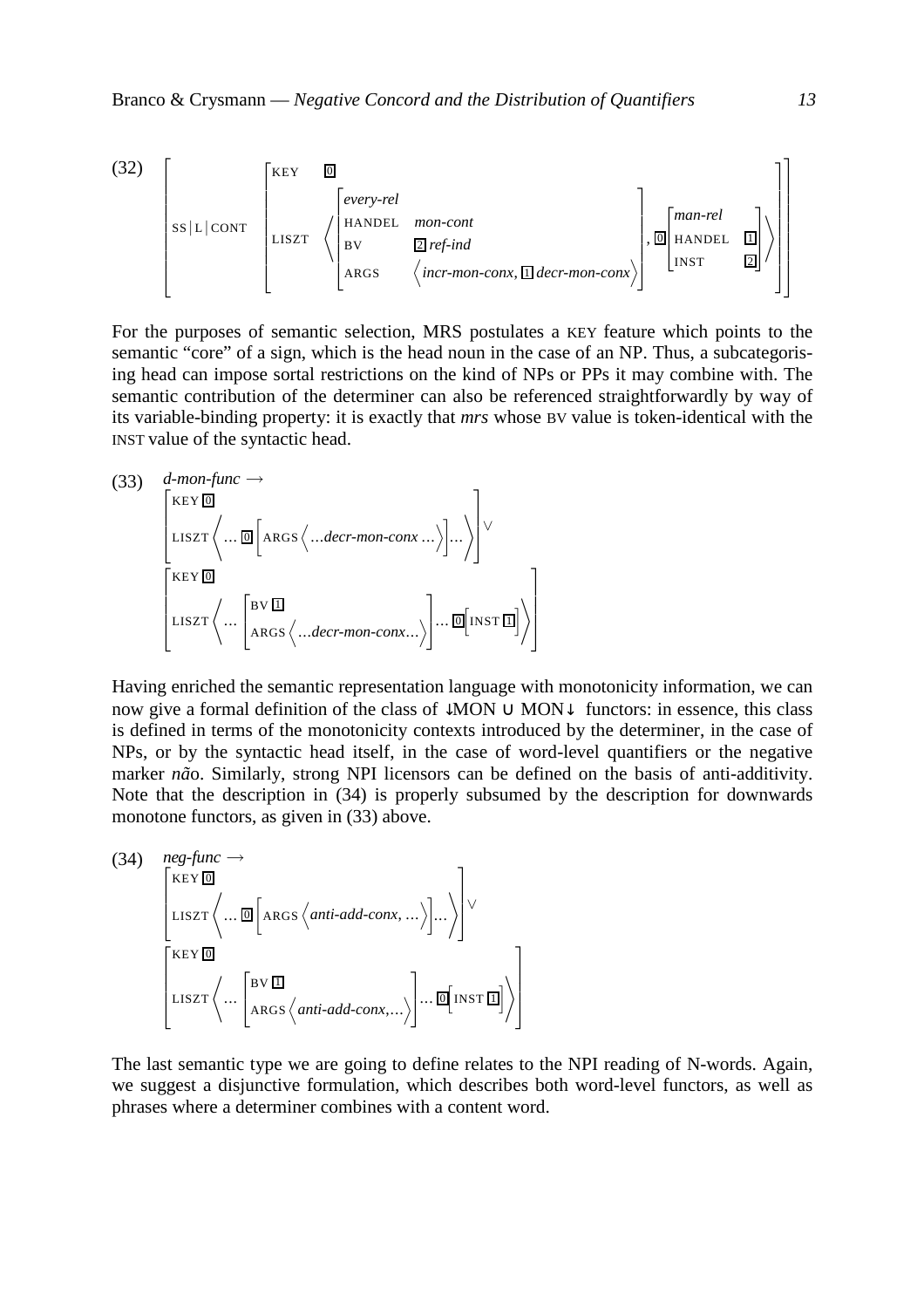(32)

$$\left[\text{SS}|\text{L}|\text{CONT}\ \left[\begin{array}{ll}\text{KEY} & \boxed{0}\\ \text{LISZT} & \left\langle \left[\begin{array}{ll}\multicolumn{2}{l}{\textit{every-rel}}\\ \text{HANDEL} & \textit{mon-cont}\\ \text{BV} & \boxed{2}\ \textit{ref-ind}\\ \text{ARGS} & \left\langle \textit{incr-mon-conx},\ \boxed{1}\ \textit{decr-mon-conx}\right\rangle\end{array}\right],\ \boxed{0}\left[\begin{array}{ll}\multicolumn{2}{l}{\textit{man-rel}}\\ \text{HANDEL} & \boxed{1}\\ \text{INST} & \boxed{2}\end{array}\right]\right\rangle\end{array}\right]\right]$$

For the purposes of semantic selection, MRS postulates a KEY feature which points to the semantic "core" of a sign, which is the head noun in the case of an NP. Thus, a subcategorising head can impose sortal restrictions on the kind of NPs or PPs it may combine with. The semantic contribution of the determiner can also be referenced straightforwardly by way of its variable-binding property: it is exactly that *mrs* whose BV value is token-identical with the INST value of the syntactic head.

(33) *d-mon-func* →

$$\left[\begin{array}{l}\text{KEY}\ \boxed{0}\\ \text{LISZT}\left\langle \ldots\ \boxed{0}\left[\text{ARGS}\left\langle \ldots\textit{decr-mon-conx}\ldots\right\rangle\right]\ldots\right\rangle\end{array}\right] \vee \left[\begin{array}{l}\text{KEY}\ \boxed{0}\\ \text{LISZT}\left\langle \ldots \left[\begin{array}{l}\text{BV}\ \boxed{1}\\ \text{ARGS}\left\langle \ldots\textit{decr-mon-conx}\ldots\right\rangle\end{array}\right]\ldots\ \boxed{0}\left[\text{INST}\ \boxed{1}\right]\right\rangle\end{array}\right]$$

Having enriched the semantic representation language with monotonicity information, we can now give a formal definition of the class of ↓MON ∪ MON↓ functors: in essence, this class is defined in terms of the monotonicity contexts introduced by the determiner, in the case of NPs, or by the syntactic head itself, in the case of word-level quantifiers or the negative marker *não*. Similarly, strong NPI licensors can be defined on the basis of anti-additivity. Note that the description in (34) is properly subsumed by the description for downwards monotone functors, as given in (33) above.

(34) *neg-func* →

$$\left[\begin{array}{l}\text{KEY}\ \boxed{0}\\ \text{LISZT}\left\langle \ldots\ \boxed{0}\left[\text{ARGS}\left\langle \textit{anti-add-conx},\ldots\right\rangle\right]\ldots\right\rangle\end{array}\right] \vee \left[\begin{array}{l}\text{KEY}\ \boxed{0}\\ \text{LISZT}\left\langle \ldots \left[\begin{array}{l}\text{BV}\ \boxed{1}\\ \text{ARGS}\left\langle \textit{anti-add-conx},\ldots\right\rangle\end{array}\right]\ldots\ \boxed{0}\left[\text{INST}\ \boxed{1}\right]\right\rangle\end{array}\right]$$

The last semantic type we are going to define relates to the NPI reading of N-words. Again, we suggest a disjunctive formulation, which describes both word-level functors, as well as phrases where a determiner combines with a content word.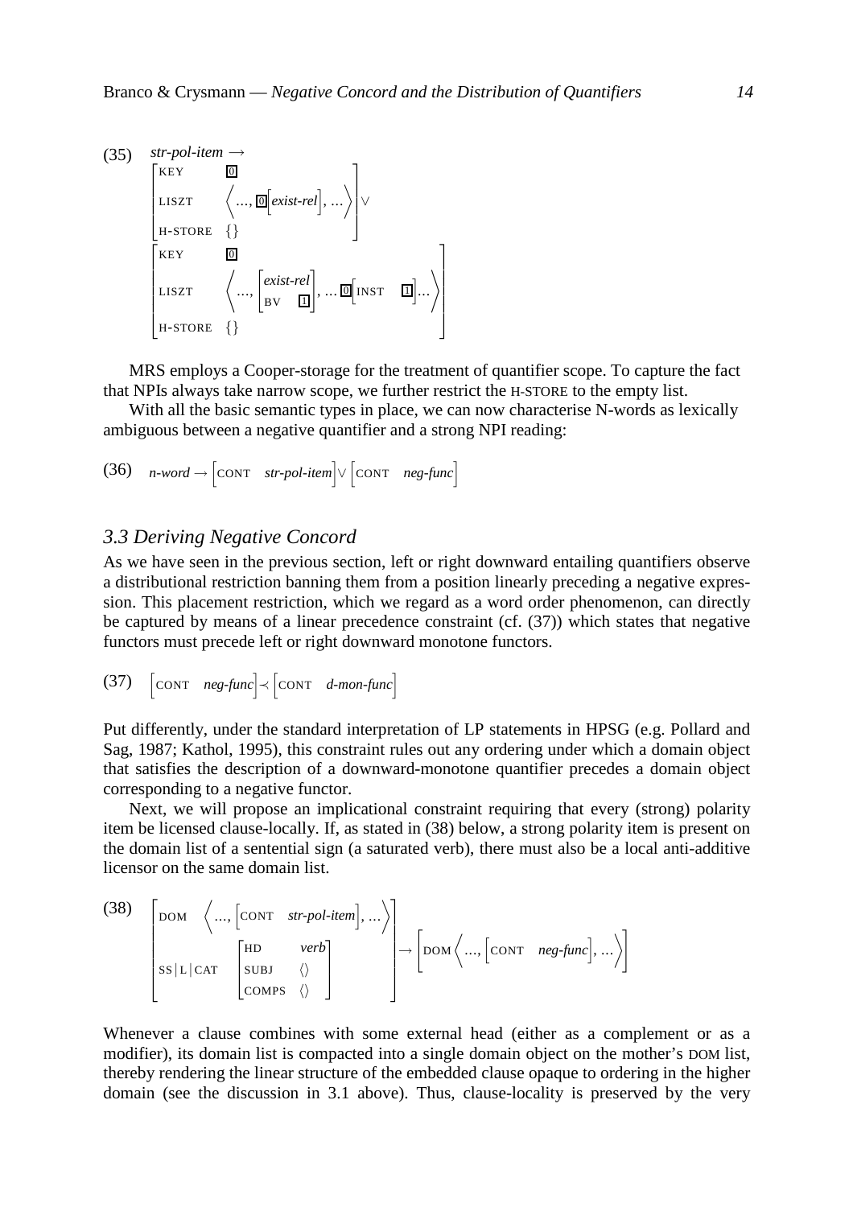(35) *str-pol-item* →

$$\begin{bmatrix} \text{KEY} & \boxed{0} \\ \text{LISZT} & \left\langle \ldots, \boxed{0}\left[ \textit{exist-rel} \right], \ldots \right\rangle \\ \text{H-STORE} & \{\} \end{bmatrix} \vee \begin{bmatrix} \text{KEY} & \boxed{0} \\ \text{LISZT} & \left\langle \ldots, \begin{bmatrix} \textit{exist-rel} \\ \text{BV} \;\; \boxed{1} \end{bmatrix}, \ldots \boxed{0}\left[ \text{INST} \;\; \boxed{1} \right] \ldots \right\rangle \\ \text{H-STORE} & \{\} \end{bmatrix}$$

MRS employs a Cooper-storage for the treatment of quantifier scope. To capture the fact that NPIs always take narrow scope, we further restrict the H-STORE to the empty list.

With all the basic semantic types in place, we can now characterise N-words as lexically ambiguous between a negative quantifier and a strong NPI reading:

(36) $\textit{n-word} \rightarrow \left[ \text{CONT} \;\; \textit{str-pol-item} \right] \vee \left[ \text{CONT} \;\; \textit{neg-func} \right]$

### 3.3 Deriving Negative Concord

As we have seen in the previous section, left or right downward entailing quantifiers observe a distributional restriction banning them from a position linearly preceding a negative expression. This placement restriction, which we regard as a word order phenomenon, can directly be captured by means of a linear precedence constraint (cf. (37)) which states that negative functors must precede left or right downward monotone functors.

(37) $\left[ \text{CONT} \;\; \textit{neg-func} \right] \prec \left[ \text{CONT} \;\; \textit{d-mon-func} \right]$

Put differently, under the standard interpretation of LP statements in HPSG (e.g. Pollard and Sag, 1987; Kathol, 1995), this constraint rules out any ordering under which a domain object that satisfies the description of a downward-monotone quantifier precedes a domain object corresponding to a negative functor.

Next, we will propose an implicational constraint requiring that every (strong) polarity item be licensed clause-locally. If, as stated in (38) below, a strong polarity item is present on the domain list of a sentential sign (a saturated verb), there must also be a local anti-additive licensor on the same domain list.

(38)
$$\begin{bmatrix} \text{DOM} & \left\langle \ldots, \left[ \text{CONT} \;\; \textit{str-pol-item} \right], \ldots \right\rangle \\ \text{SS}|\text{L}|\text{CAT} & \begin{bmatrix} \text{HD} & \textit{verb} \\ \text{SUBJ} & \langle\rangle \\ \text{COMPS} & \langle\rangle \end{bmatrix} \end{bmatrix} \rightarrow \left[ \text{DOM} \left\langle \ldots, \left[ \text{CONT} \;\; \textit{neg-func} \right], \ldots \right\rangle \right]$$

Whenever a clause combines with some external head (either as a complement or as a modifier), its domain list is compacted into a single domain object on the mother's DOM list, thereby rendering the linear structure of the embedded clause opaque to ordering in the higher domain (see the discussion in 3.1 above). Thus, clause-locality is preserved by the very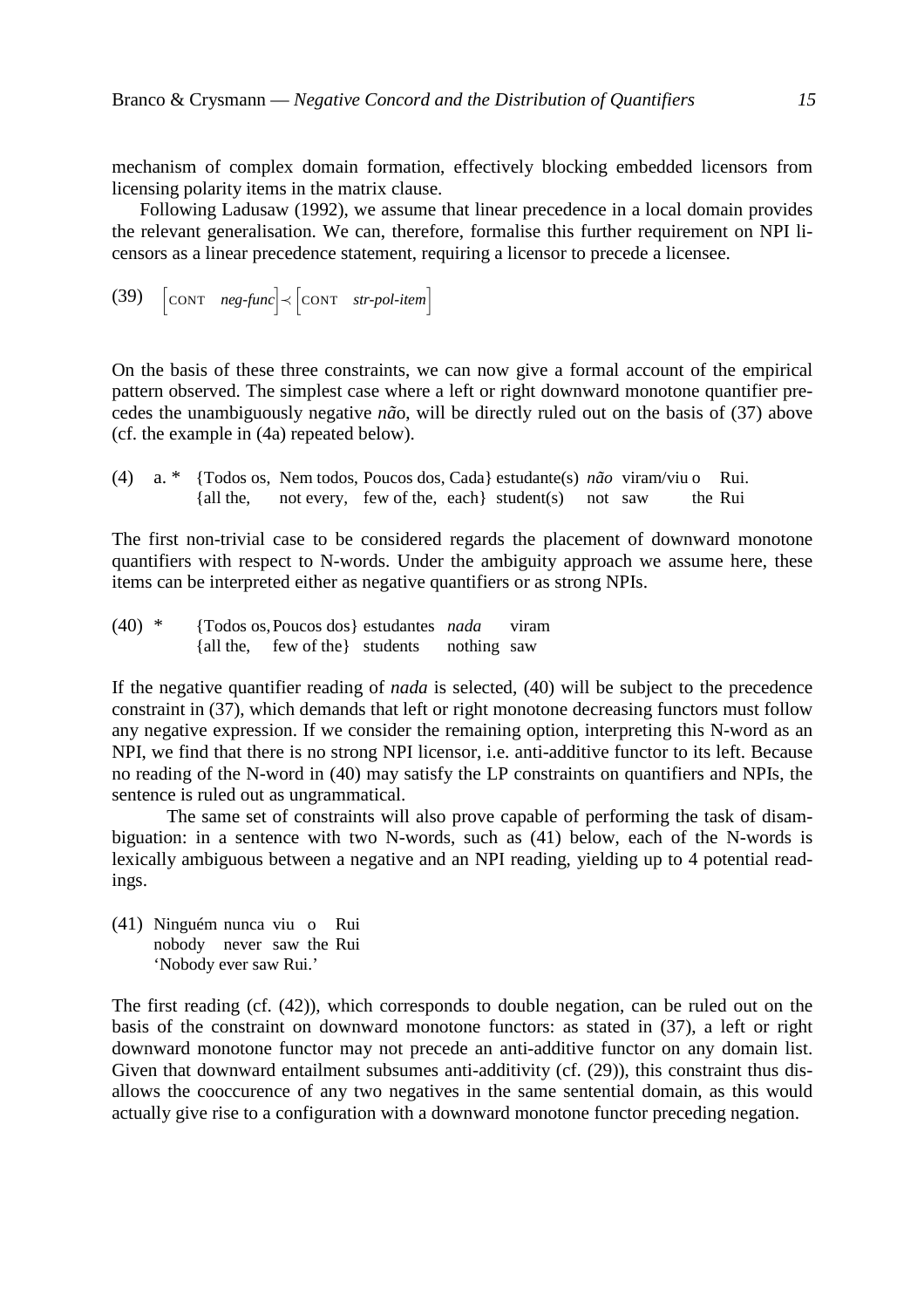mechanism of complex domain formation, effectively blocking embedded licensors from licensing polarity items in the matrix clause.

Following Ladusaw (1992), we assume that linear precedence in a local domain provides the relevant generalisation. We can, therefore, formalise this further requirement on NPI licensors as a linear precedence statement, requiring a licensor to precede a licensee.

(39) $\left[\text{CONT} \quad \textit{neg-func}\right] \prec \left[\text{CONT} \quad \textit{str-pol-item}\right]$

On the basis of these three constraints, we can now give a formal account of the empirical pattern observed. The simplest case where a left or right downward monotone quantifier precedes the unambiguously negative *não*, will be directly ruled out on the basis of (37) above (cf. the example in (4a) repeated below).

(4) a. * {Todos os, Nem todos, Poucos dos, Cada} estudante(s) *não* viram/viu o Rui.
{all the, not every, few of the, each} student(s) not saw the Rui

The first non-trivial case to be considered regards the placement of downward monotone quantifiers with respect to N-words. Under the ambiguity approach we assume here, these items can be interpreted either as negative quantifiers or as strong NPIs.

(40) * {Todos os, Poucos dos} estudantes *nada* viram
{all the, few of the} students nothing saw

If the negative quantifier reading of *nada* is selected, (40) will be subject to the precedence constraint in (37), which demands that left or right monotone decreasing functors must follow any negative expression. If we consider the remaining option, interpreting this N-word as an NPI, we find that there is no strong NPI licensor, i.e. anti-additive functor to its left. Because no reading of the N-word in (40) may satisfy the LP constraints on quantifiers and NPIs, the sentence is ruled out as ungrammatical.

The same set of constraints will also prove capable of performing the task of disambiguation: in a sentence with two N-words, such as (41) below, each of the N-words is lexically ambiguous between a negative and an NPI reading, yielding up to 4 potential readings.

(41) Ninguém nunca viu o Rui
nobody never saw the Rui
'Nobody ever saw Rui.'

The first reading (cf. (42)), which corresponds to double negation, can be ruled out on the basis of the constraint on downward monotone functors: as stated in (37), a left or right downward monotone functor may not precede an anti-additive functor on any domain list. Given that downward entailment subsumes anti-additivity (cf. (29)), this constraint thus disallows the cooccurence of any two negatives in the same sentential domain, as this would actually give rise to a configuration with a downward monotone functor preceding negation.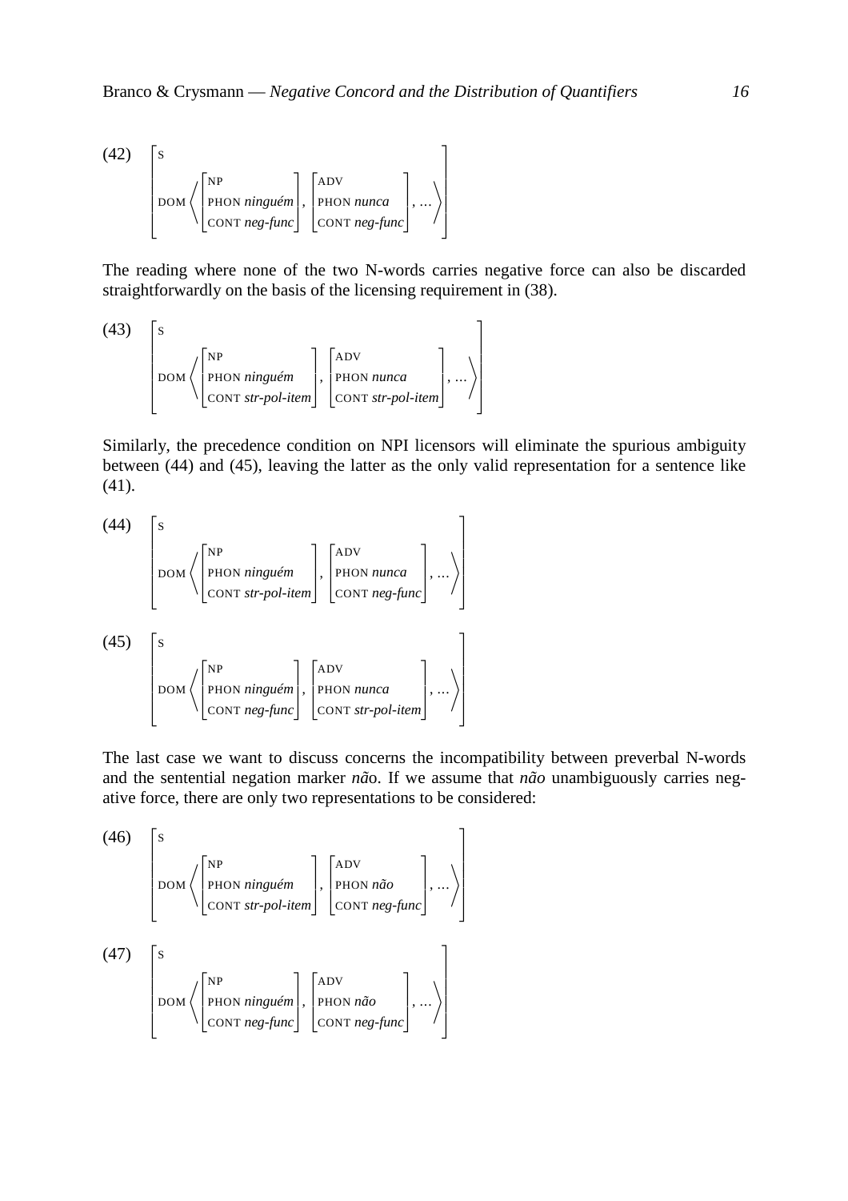(42)

$$\left[\begin{array}{l}\text{S} \\ \text{DOM} \left\langle \left[\begin{array}{l}\text{NP} \\ \text{PHON } \textit{ninguém} \\ \text{CONT } \textit{neg-func}\end{array}\right], \left[\begin{array}{l}\text{ADV} \\ \text{PHON } \textit{nunca} \\ \text{CONT } \textit{neg-func}\end{array}\right], \ldots \right\rangle\end{array}\right]$$

The reading where none of the two N-words carries negative force can also be discarded straightforwardly on the basis of the licensing requirement in (38).

(43)

$$\left[\begin{array}{l}\text{S} \\ \text{DOM} \left\langle \left[\begin{array}{l}\text{NP} \\ \text{PHON } \textit{ninguém} \\ \text{CONT } \textit{str-pol-item}\end{array}\right], \left[\begin{array}{l}\text{ADV} \\ \text{PHON } \textit{nunca} \\ \text{CONT } \textit{str-pol-item}\end{array}\right], \ldots \right\rangle\end{array}\right]$$

Similarly, the precedence condition on NPI licensors will eliminate the spurious ambiguity between (44) and (45), leaving the latter as the only valid representation for a sentence like (41).

(44)

$$\left[\begin{array}{l}\text{S} \\ \text{DOM} \left\langle \left[\begin{array}{l}\text{NP} \\ \text{PHON } \textit{ninguém} \\ \text{CONT } \textit{str-pol-item}\end{array}\right], \left[\begin{array}{l}\text{ADV} \\ \text{PHON } \textit{nunca} \\ \text{CONT } \textit{neg-func}\end{array}\right], \ldots \right\rangle\end{array}\right]$$

(45)

$$\left[\begin{array}{l}\text{S} \\ \text{DOM} \left\langle \left[\begin{array}{l}\text{NP} \\ \text{PHON } \textit{ninguém} \\ \text{CONT } \textit{neg-func}\end{array}\right], \left[\begin{array}{l}\text{ADV} \\ \text{PHON } \textit{nunca} \\ \text{CONT } \textit{str-pol-item}\end{array}\right], \ldots \right\rangle\end{array}\right]$$

The last case we want to discuss concerns the incompatibility between preverbal N-words and the sentential negation marker *não*. If we assume that *não* unambiguously carries negative force, there are only two representations to be considered:

(46)

$$\left[\begin{array}{l}\text{S} \\ \text{DOM} \left\langle \left[\begin{array}{l}\text{NP} \\ \text{PHON } \textit{ninguém} \\ \text{CONT } \textit{str-pol-item}\end{array}\right], \left[\begin{array}{l}\text{ADV} \\ \text{PHON } \textit{não} \\ \text{CONT } \textit{neg-func}\end{array}\right], \ldots \right\rangle\end{array}\right]$$

(47)

$$\left[\begin{array}{l}\text{S} \\ \text{DOM} \left\langle \left[\begin{array}{l}\text{NP} \\ \text{PHON } \textit{ninguém} \\ \text{CONT } \textit{neg-func}\end{array}\right], \left[\begin{array}{l}\text{ADV} \\ \text{PHON } \textit{não} \\ \text{CONT } \textit{neg-func}\end{array}\right], \ldots \right\rangle\end{array}\right]$$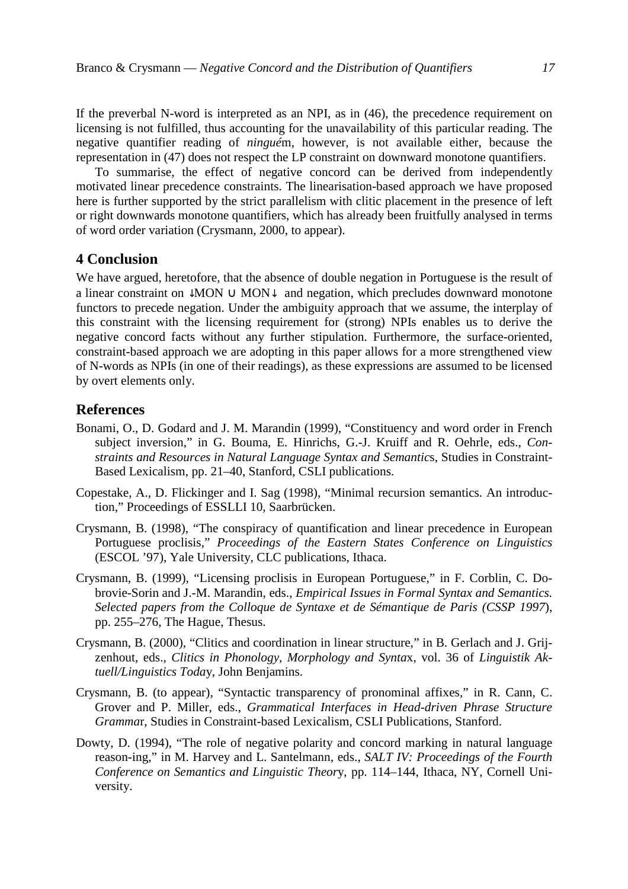If the preverbal N-word is interpreted as an NPI, as in (46), the precedence requirement on licensing is not fulfilled, thus accounting for the unavailability of this particular reading. The negative quantifier reading of *ninguém*, however, is not available either, because the representation in (47) does not respect the LP constraint on downward monotone quantifiers.

To summarise, the effect of negative concord can be derived from independently motivated linear precedence constraints. The linearisation-based approach we have proposed here is further supported by the strict parallelism with clitic placement in the presence of left or right downwards monotone quantifiers, which has already been fruitfully analysed in terms of word order variation (Crysmann, 2000, to appear).

## 4 Conclusion

We have argued, heretofore, that the absence of double negation in Portuguese is the result of a linear constraint on ↓MON ∪ MON↓ and negation, which precludes downward monotone functors to precede negation. Under the ambiguity approach that we assume, the interplay of this constraint with the licensing requirement for (strong) NPIs enables us to derive the negative concord facts without any further stipulation. Furthermore, the surface-oriented, constraint-based approach we are adopting in this paper allows for a more strengthened view of N-words as NPIs (in one of their readings), as these expressions are assumed to be licensed by overt elements only.

## References

Bonami, O., D. Godard and J. M. Marandin (1999), "Constituency and word order in French subject inversion," in G. Bouma, E. Hinrichs, G.-J. Kruiff and R. Oehrle, eds., *Constraints and Resources in Natural Language Syntax and Semantics*, Studies in Constraint-Based Lexicalism, pp. 21–40, Stanford, CSLI publications.

Copestake, A., D. Flickinger and I. Sag (1998), "Minimal recursion semantics. An introduction," Proceedings of ESSLLI 10, Saarbrücken.

Crysmann, B. (1998), "The conspiracy of quantification and linear precedence in European Portuguese proclisis," *Proceedings of the Eastern States Conference on Linguistics* (ESCOL '97), Yale University, CLC publications, Ithaca.

Crysmann, B. (1999), "Licensing proclisis in European Portuguese," in F. Corblin, C. Dobrovie-Sorin and J.-M. Marandin, eds., *Empirical Issues in Formal Syntax and Semantics. Selected papers from the Colloque de Syntaxe et de Sémantique de Paris (CSSP 1997*), pp. 255–276, The Hague, Thesus.

Crysmann, B. (2000), "Clitics and coordination in linear structure," in B. Gerlach and J. Grijzenhout, eds., *Clitics in Phonology, Morphology and Syntax*, vol. 36 of *Linguistik Aktuell/Linguistics Today*, John Benjamins.

Crysmann, B. (to appear), "Syntactic transparency of pronominal affixes," in R. Cann, C. Grover and P. Miller, eds., *Grammatical Interfaces in Head-driven Phrase Structure Grammar*, Studies in Constraint-based Lexicalism, CSLI Publications, Stanford.

Dowty, D. (1994), "The role of negative polarity and concord marking in natural language reason-ing," in M. Harvey and L. Santelmann, eds., *SALT IV: Proceedings of the Fourth Conference on Semantics and Linguistic Theory*, pp. 114–144, Ithaca, NY, Cornell University.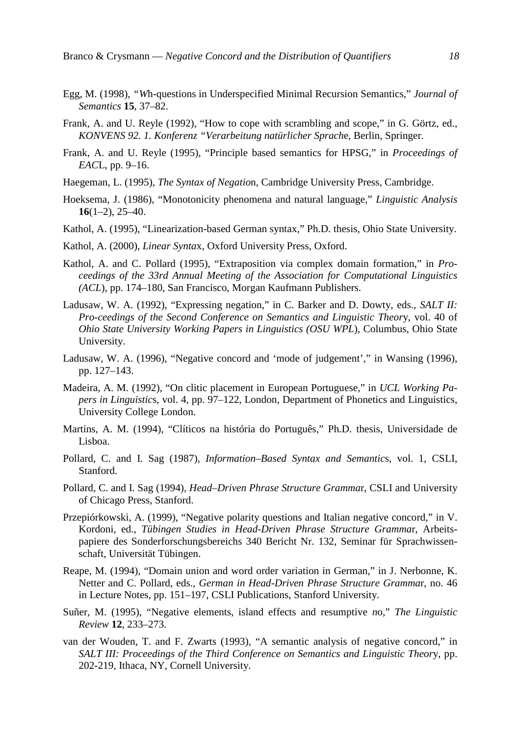Egg, M. (1998), "*Wh*-questions in Underspecified Minimal Recursion Semantics," *Journal of Semantics* **15**, 37–82.

Frank, A. and U. Reyle (1992), "How to cope with scrambling and scope," in G. Görtz, ed., *KONVENS 92. 1. Konferenz "Verarbeitung natürlicher Sprache*, Berlin, Springer.

Frank, A. and U. Reyle (1995), "Principle based semantics for HPSG," in *Proceedings of EACL*, pp. 9–16.

Haegeman, L. (1995), *The Syntax of Negation*, Cambridge University Press, Cambridge.

Hoeksema, J. (1986), "Monotonicity phenomena and natural language," *Linguistic Analysis* **16**(1–2), 25–40.

Kathol, A. (1995), "Linearization-based German syntax," Ph.D. thesis, Ohio State University.

Kathol, A. (2000), *Linear Syntax*, Oxford University Press, Oxford.

Kathol, A. and C. Pollard (1995), "Extraposition via complex domain formation," in *Proceedings of the 33rd Annual Meeting of the Association for Computational Linguistics (ACL)*, pp. 174–180, San Francisco, Morgan Kaufmann Publishers.

Ladusaw, W. A. (1992), "Expressing negation," in C. Barker and D. Dowty, eds., *SALT II: Pro-ceedings of the Second Conference on Semantics and Linguistic Theory*, vol. 40 of *Ohio State University Working Papers in Linguistics (OSU WPL)*, Columbus, Ohio State University.

Ladusaw, W. A. (1996), "Negative concord and 'mode of judgement'," in Wansing (1996), pp. 127–143.

Madeira, A. M. (1992), "On clitic placement in European Portuguese," in *UCL Working Papers in Linguistics*, vol. 4, pp. 97–122, London, Department of Phonetics and Linguistics, University College London.

Martins, A. M. (1994), "Clíticos na história do Português," Ph.D. thesis, Universidade de Lisboa.

Pollard, C. and I. Sag (1987), *Information–Based Syntax and Semantics*, vol. 1, CSLI, Stanford.

Pollard, C. and I. Sag (1994), *Head–Driven Phrase Structure Grammar*, CSLI and University of Chicago Press, Stanford.

Przepiórkowski, A. (1999), "Negative polarity questions and Italian negative concord," in V. Kordoni, ed., *Tübingen Studies in Head-Driven Phrase Structure Grammar*, Arbeitspapiere des Sonderforschungsbereichs 340 Bericht Nr. 132, Seminar für Sprachwissenschaft, Universität Tübingen.

Reape, M. (1994), "Domain union and word order variation in German," in J. Nerbonne, K. Netter and C. Pollard, eds., *German in Head-Driven Phrase Structure Grammar*, no. 46 in Lecture Notes, pp. 151–197, CSLI Publications, Stanford University.

Suñer, M. (1995), "Negative elements, island effects and resumptive *no*," *The Linguistic Review* **12**, 233–273.

van der Wouden, T. and F. Zwarts (1993), "A semantic analysis of negative concord," in *SALT III: Proceedings of the Third Conference on Semantics and Linguistic Theory*, pp. 202-219, Ithaca, NY, Cornell University.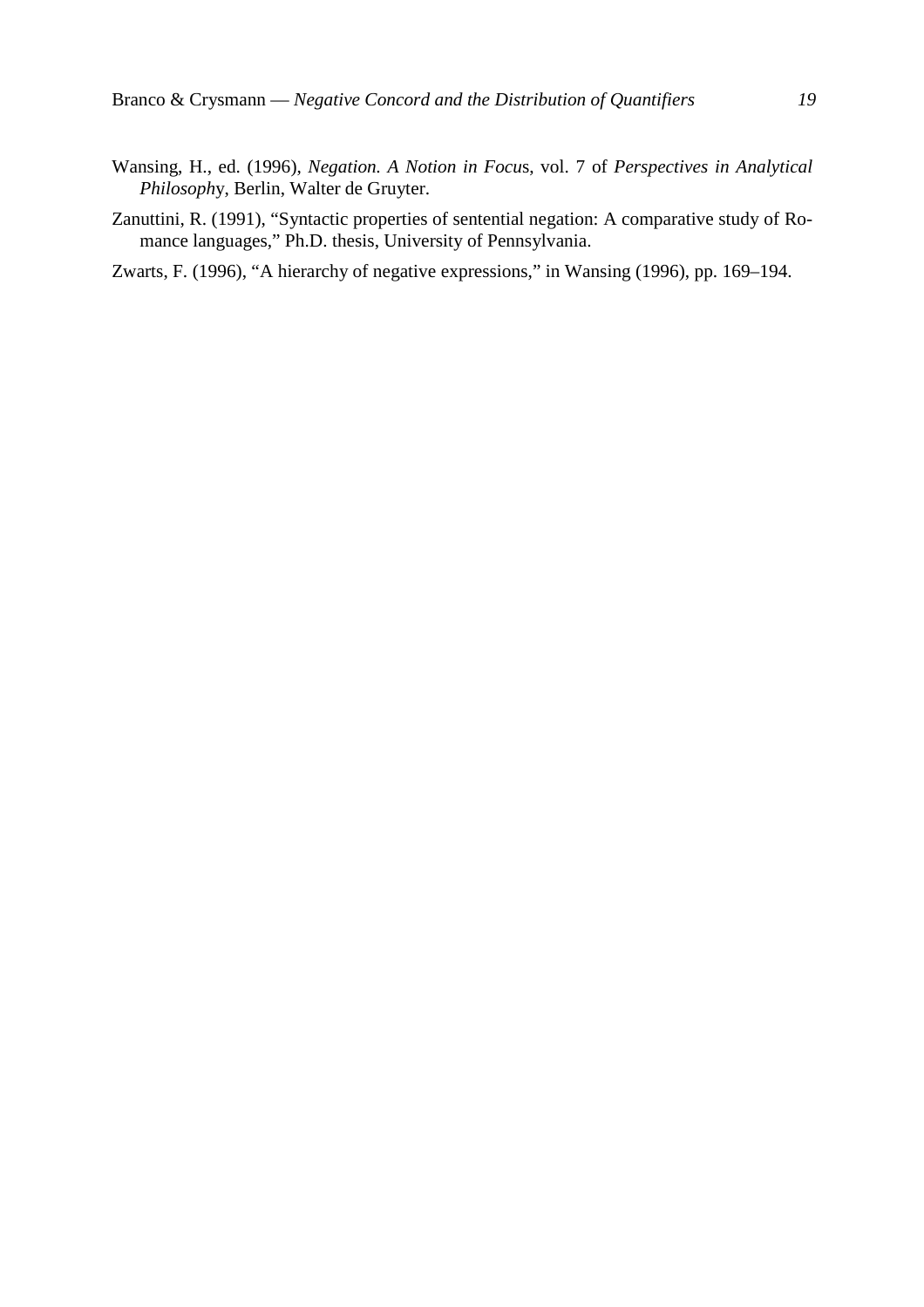Wansing, H., ed. (1996), *Negation. A Notion in Focus*, vol. 7 of *Perspectives in Analytical Philosophy*, Berlin, Walter de Gruyter.

Zanuttini, R. (1991), "Syntactic properties of sentential negation: A comparative study of Romance languages," Ph.D. thesis, University of Pennsylvania.

Zwarts, F. (1996), "A hierarchy of negative expressions," in Wansing (1996), pp. 169–194.